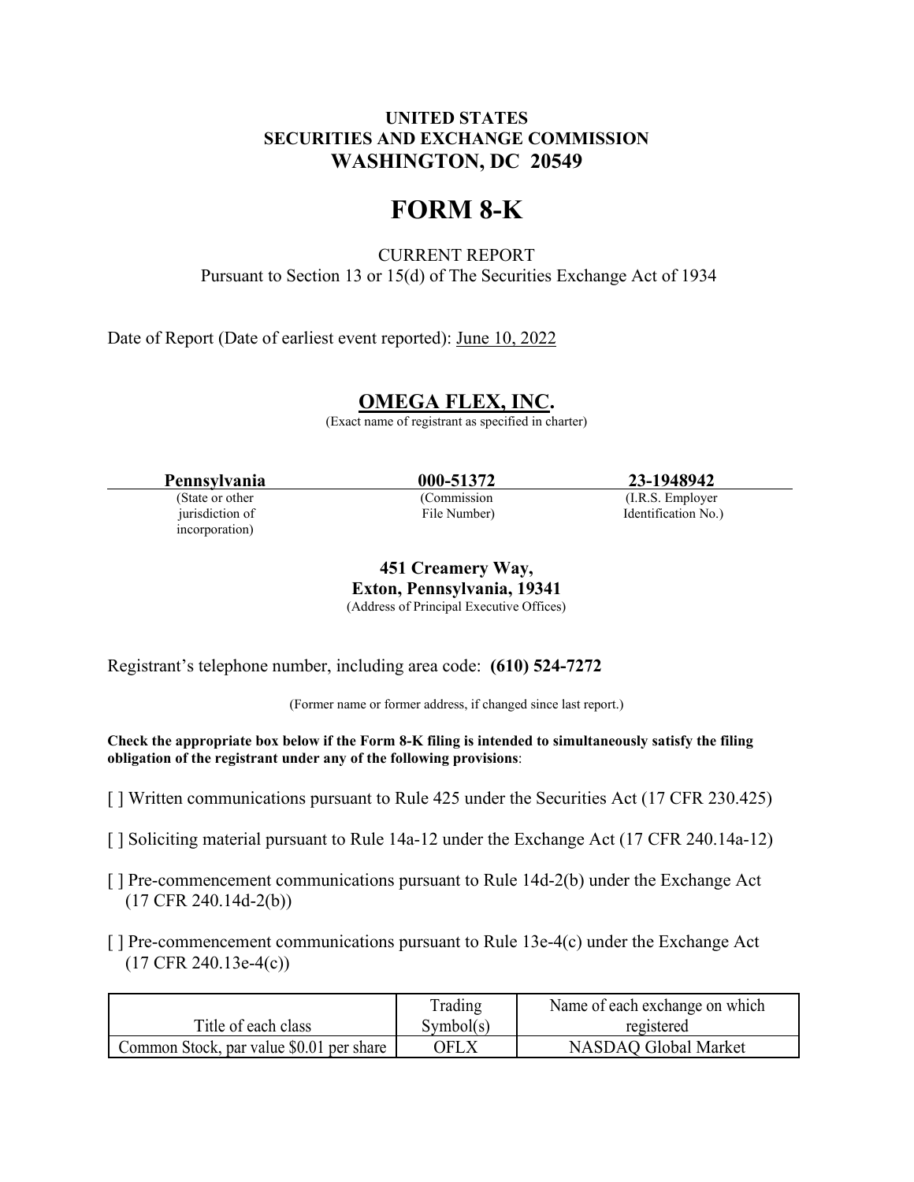**UNITED STATES**
**SECURITIES AND EXCHANGE COMMISSION**
**WASHINGTON, DC 20549**

# FORM 8-K

CURRENT REPORT
Pursuant to Section 13 or 15(d) of The Securities Exchange Act of 1934

Date of Report (Date of earliest event reported): June 10, 2022

## OMEGA FLEX, INC.

(Exact name of registrant as specified in charter)

| **Pennsylvania** | **000-51372** | **23-1948942** |
|---|---|---|
| (State or other jurisdiction of incorporation) | (Commission File Number) | (I.R.S. Employer Identification No.) |

**451 Creamery Way,**
**Exton, Pennsylvania, 19341**
(Address of Principal Executive Offices)

Registrant's telephone number, including area code: **(610) 524-7272**

(Former name or former address, if changed since last report.)

**Check the appropriate box below if the Form 8-K filing is intended to simultaneously satisfy the filing obligation of the registrant under any of the following provisions**:

[ ] Written communications pursuant to Rule 425 under the Securities Act (17 CFR 230.425)

[ ] Soliciting material pursuant to Rule 14a-12 under the Exchange Act (17 CFR 240.14a-12)

[ ] Pre-commencement communications pursuant to Rule 14d-2(b) under the Exchange Act (17 CFR 240.14d-2(b))

[ ] Pre-commencement communications pursuant to Rule 13e-4(c) under the Exchange Act (17 CFR 240.13e-4(c))

| Title of each class | Trading Symbol(s) | Name of each exchange on which registered |
|---|---|---|
| Common Stock, par value $0.01 per share | OFLX | NASDAQ Global Market |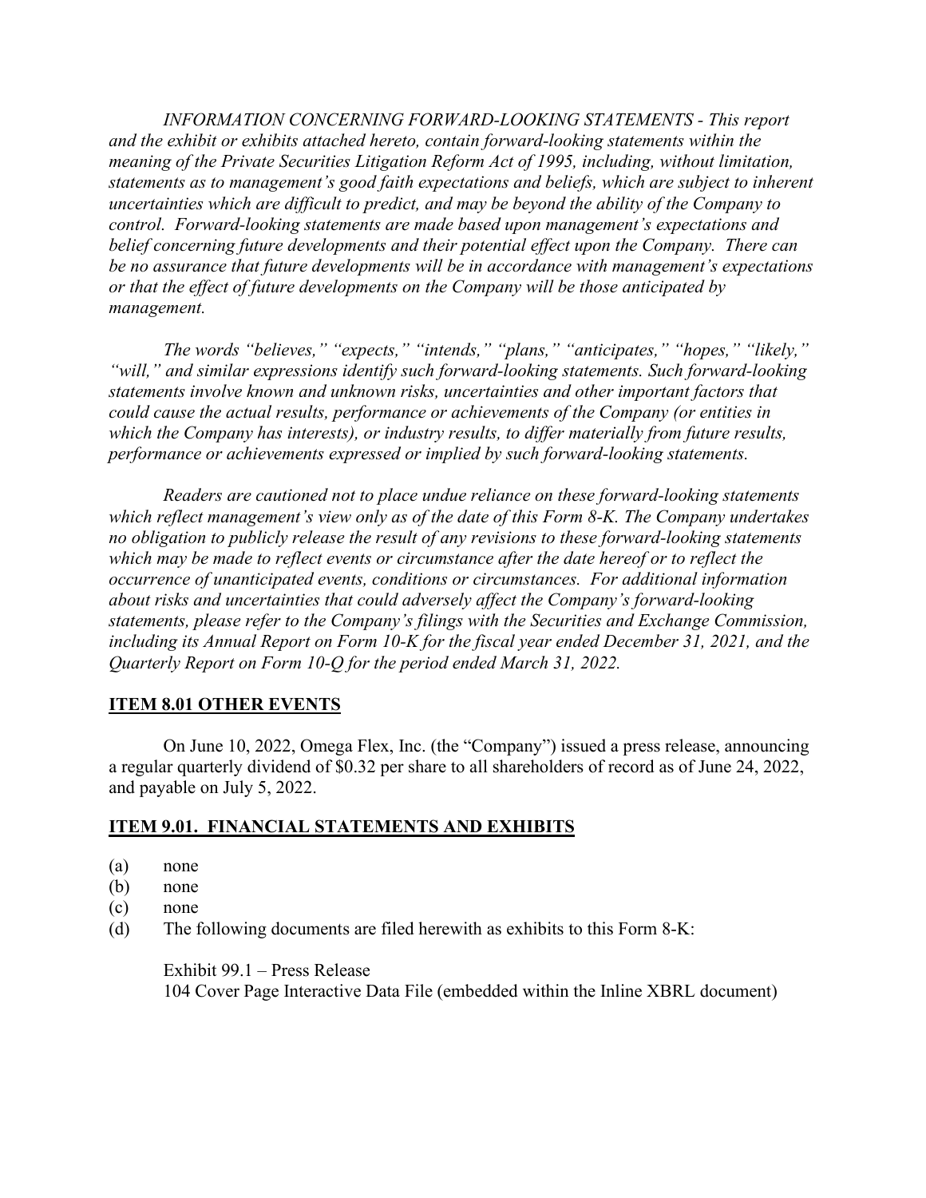*INFORMATION CONCERNING FORWARD-LOOKING STATEMENTS - This report and the exhibit or exhibits attached hereto, contain forward-looking statements within the meaning of the Private Securities Litigation Reform Act of 1995, including, without limitation, statements as to management's good faith expectations and beliefs, which are subject to inherent uncertainties which are difficult to predict, and may be beyond the ability of the Company to control. Forward-looking statements are made based upon management's expectations and belief concerning future developments and their potential effect upon the Company. There can be no assurance that future developments will be in accordance with management's expectations or that the effect of future developments on the Company will be those anticipated by management.*

*The words "believes," "expects," "intends," "plans," "anticipates," "hopes," "likely," "will," and similar expressions identify such forward-looking statements. Such forward-looking statements involve known and unknown risks, uncertainties and other important factors that could cause the actual results, performance or achievements of the Company (or entities in which the Company has interests), or industry results, to differ materially from future results, performance or achievements expressed or implied by such forward-looking statements.*

*Readers are cautioned not to place undue reliance on these forward-looking statements which reflect management's view only as of the date of this Form 8-K. The Company undertakes no obligation to publicly release the result of any revisions to these forward-looking statements which may be made to reflect events or circumstance after the date hereof or to reflect the occurrence of unanticipated events, conditions or circumstances. For additional information about risks and uncertainties that could adversely affect the Company's forward-looking statements, please refer to the Company's filings with the Securities and Exchange Commission, including its Annual Report on Form 10-K for the fiscal year ended December 31, 2021, and the Quarterly Report on Form 10-Q for the period ended March 31, 2022.*

## ITEM 8.01 OTHER EVENTS

On June 10, 2022, Omega Flex, Inc. (the "Company") issued a press release, announcing a regular quarterly dividend of $0.32 per share to all shareholders of record as of June 24, 2022, and payable on July 5, 2022.

## ITEM 9.01. FINANCIAL STATEMENTS AND EXHIBITS

(a) none
(b) none
(c) none
(d) The following documents are filed herewith as exhibits to this Form 8-K:

Exhibit 99.1 – Press Release
104 Cover Page Interactive Data File (embedded within the Inline XBRL document)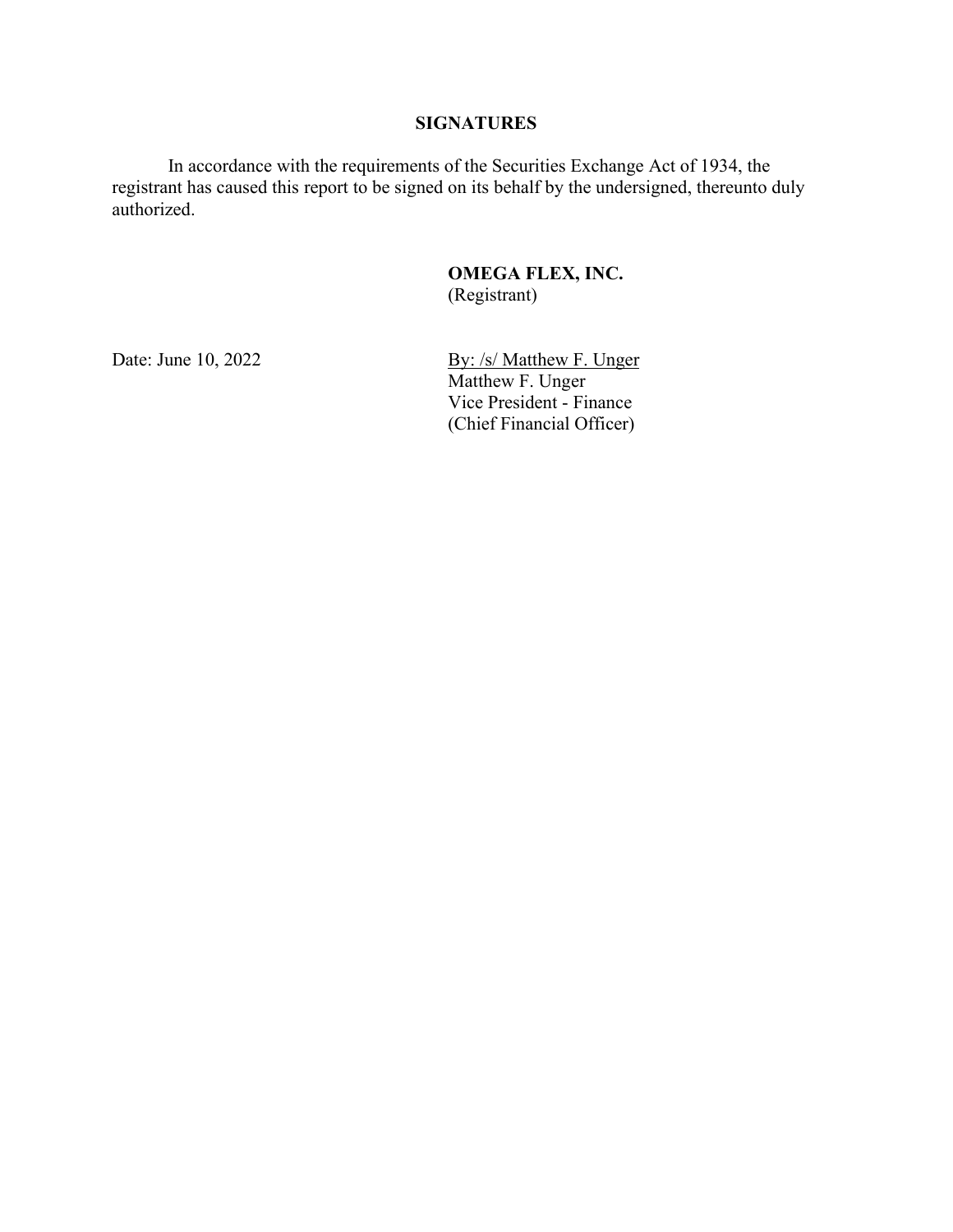## SIGNATURES

In accordance with the requirements of the Securities Exchange Act of 1934, the registrant has caused this report to be signed on its behalf by the undersigned, thereunto duly authorized.

**OMEGA FLEX, INC.**
(Registrant)

Date: June 10, 2022

By: /s/ Matthew F. Unger
Matthew F. Unger
Vice President - Finance
(Chief Financial Officer)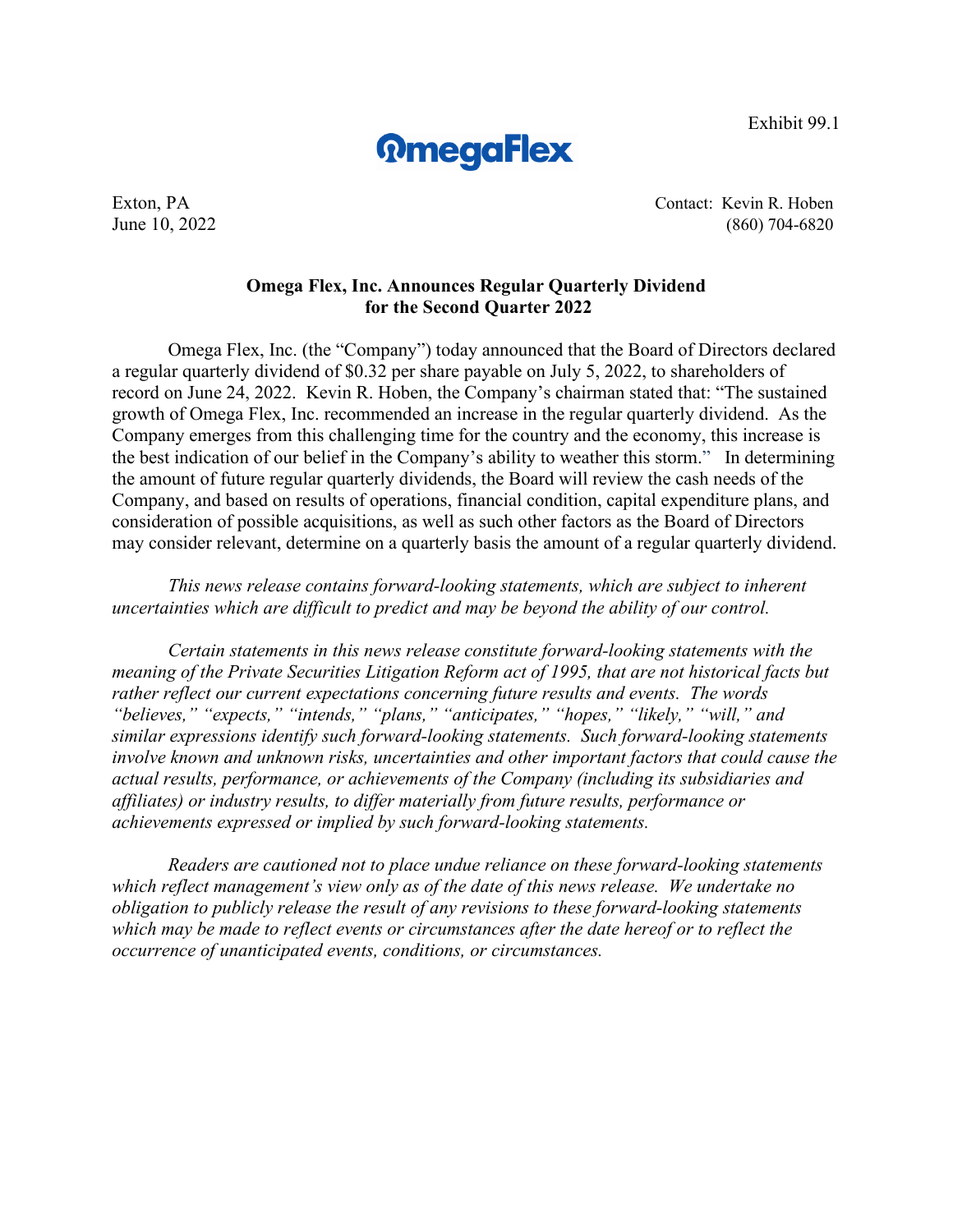Exhibit 99.1

**OmegaFlex**

Exton, PA
June 10, 2022

Contact: Kevin R. Hoben
(860) 704-6820

## Omega Flex, Inc. Announces Regular Quarterly Dividend for the Second Quarter 2022

Omega Flex, Inc. (the "Company") today announced that the Board of Directors declared a regular quarterly dividend of $0.32 per share payable on July 5, 2022, to shareholders of record on June 24, 2022. Kevin R. Hoben, the Company's chairman stated that: "The sustained growth of Omega Flex, Inc. recommended an increase in the regular quarterly dividend. As the Company emerges from this challenging time for the country and the economy, this increase is the best indication of our belief in the Company's ability to weather this storm." In determining the amount of future regular quarterly dividends, the Board will review the cash needs of the Company, and based on results of operations, financial condition, capital expenditure plans, and consideration of possible acquisitions, as well as such other factors as the Board of Directors may consider relevant, determine on a quarterly basis the amount of a regular quarterly dividend.

*This news release contains forward-looking statements, which are subject to inherent uncertainties which are difficult to predict and may be beyond the ability of our control.*

*Certain statements in this news release constitute forward-looking statements with the meaning of the Private Securities Litigation Reform act of 1995, that are not historical facts but rather reflect our current expectations concerning future results and events. The words "believes," "expects," "intends," "plans," "anticipates," "hopes," "likely," "will," and similar expressions identify such forward-looking statements. Such forward-looking statements involve known and unknown risks, uncertainties and other important factors that could cause the actual results, performance, or achievements of the Company (including its subsidiaries and affiliates) or industry results, to differ materially from future results, performance or achievements expressed or implied by such forward-looking statements.*

*Readers are cautioned not to place undue reliance on these forward-looking statements which reflect management's view only as of the date of this news release. We undertake no obligation to publicly release the result of any revisions to these forward-looking statements which may be made to reflect events or circumstances after the date hereof or to reflect the occurrence of unanticipated events, conditions, or circumstances.*